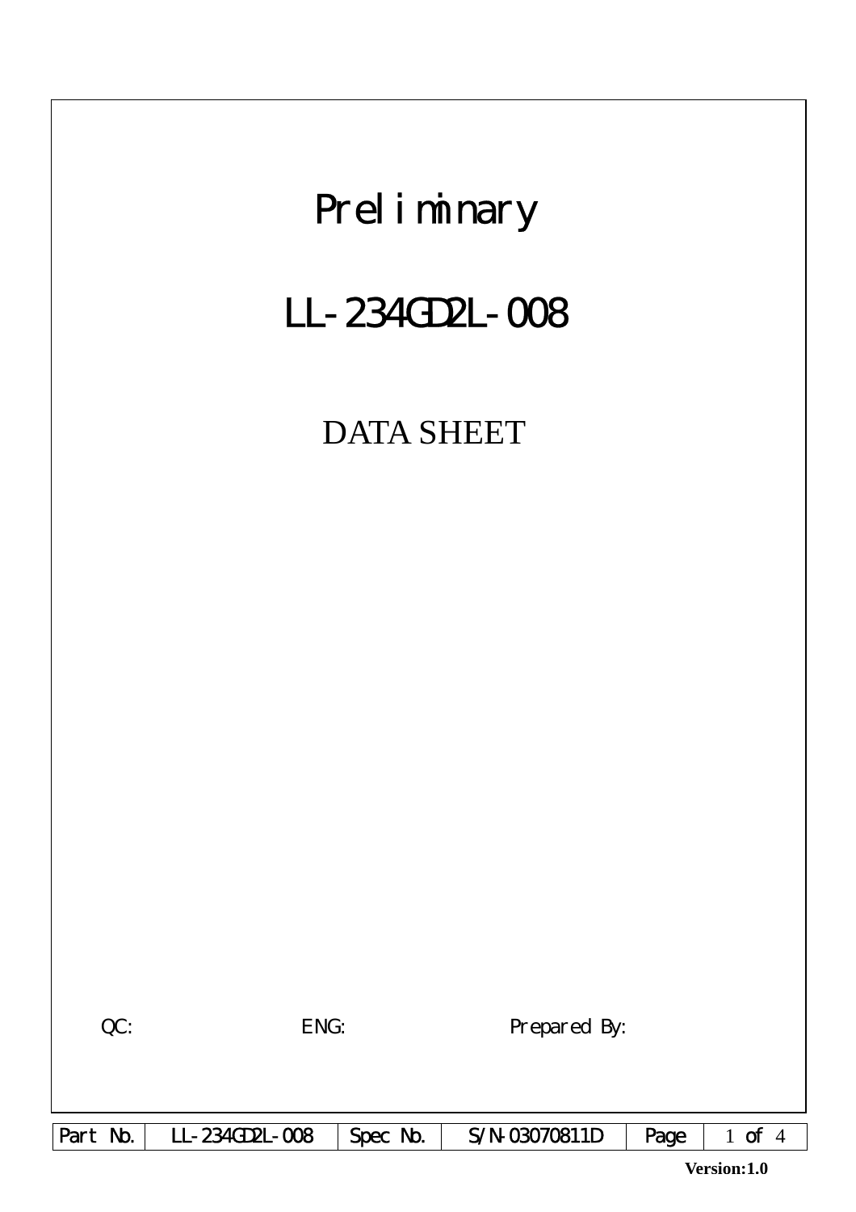# Preliminary

# LL-234GD2L-008

## DATA SHEET

QC: ENG: Prepared By:

| Part No. | LL-234GD2L-008 | Spec No. | S/N-03070811D | Page | 1 of 4 |
|---|---|---|---|---|---|

**Version:1.0**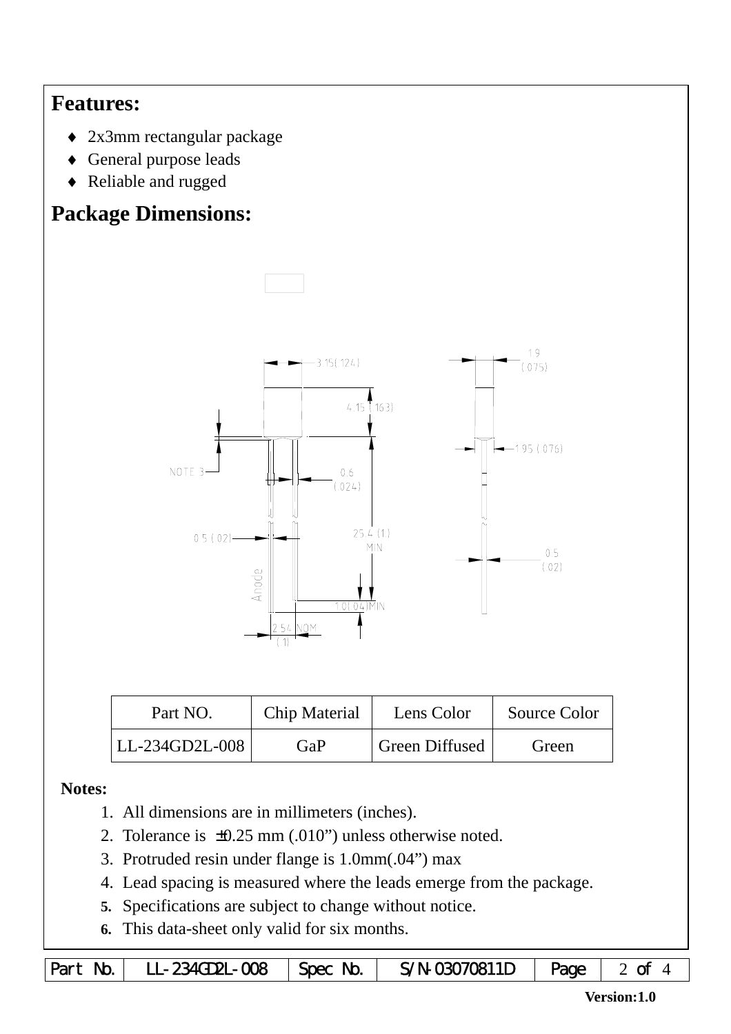## Features:

- 2x3mm rectangular package
- General purpose leads
- Reliable and rugged

## Package Dimensions:

| Part NO. | Chip Material | Lens Color | Source Color |
|---|---|---|---|
| LL-234GD2L-008 | GaP | Green Diffused | Green |

**Notes:**

1. All dimensions are in millimeters (inches).
2. Tolerance is ±0.25 mm (.010") unless otherwise noted.
3. Protruded resin under flange is 1.0mm(.04") max
4. Lead spacing is measured where the leads emerge from the package.
5. Specifications are subject to change without notice.
6. This data-sheet only valid for six months.

| Part No. | LL-234GD2L-008 | Spec No. | S/N-03070811D | Page | 2 of 4 |
|---|---|---|---|---|---|

**Version:1.0**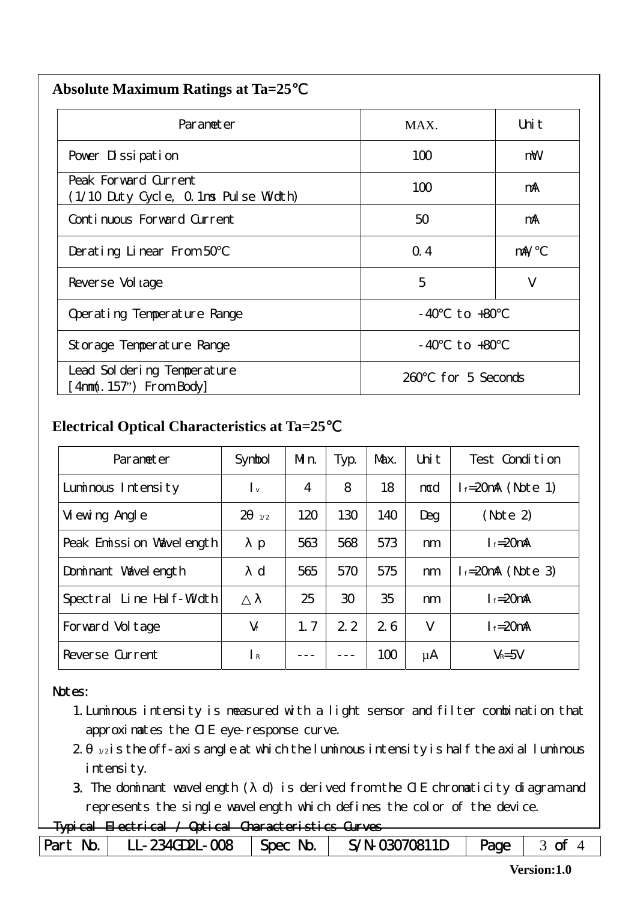## Absolute Maximum Ratings at Ta=25℃

| Parameter | MAX. | Unit |
|---|---|---|
| Power Dissipation | 100 | mW |
| Peak Forward Current (1/10 Duty Cycle, 0.1ms Pulse Width) | 100 | mA |
| Continuous Forward Current | 50 | mA |
| Derating Linear From 50℃ | 0.4 | mA/℃ |
| Reverse Voltage | 5 | V |
| Operating Temperature Range | -40℃ to +80℃ | |
| Storage Temperature Range | -40℃ to +80℃ | |
| Lead Soldering Temperature [4mm(.157") From Body] | 260℃ for 5 Seconds | |

## Electrical Optical Characteristics at Ta=25℃

| Parameter | Symbol | Min. | Typ. | Max. | Unit | Test Condition |
|---|---|---|---|---|---|---|
| Luminous Intensity | $I_v$ | 4 | 8 | 18 | mcd | $I_f$=20mA (Note 1) |
| Viewing Angle | $2\theta_{1/2}$ | 120 | 130 | 140 | Deg | (Note 2) |
| Peak Emission Wavelength | $\lambda p$ | 563 | 568 | 573 | nm | $I_f$=20mA |
| Dominant Wavelength | $\lambda d$ | 565 | 570 | 575 | nm | $I_f$=20mA (Note 3) |
| Spectral Line Half-Width | $\triangle\lambda$ | 25 | 30 | 35 | nm | $I_f$=20mA |
| Forward Voltage | $V_f$ | 1.7 | 2.2 | 2.6 | V | $I_f$=20mA |
| Reverse Current | $I_R$ | --- | --- | 100 | μA | $V_R$=5V |

Notes:

1. Luminous intensity is measured with a light sensor and filter combination that approximates the CIE eye-response curve.
2. $\theta_{1/2}$ is the off-axis angle at which the luminous intensity is half the axial luminous intensity.
3. The dominant wavelength ($\lambda$ d) is derived from the CIE chromaticity diagram and represents the single wavelength which defines the color of the device.

Typical Electrical / Optical Characteristics Curves

| Part No. | LL-234GD2L-008 | Spec No. | S/N-03070811D |
|---|---|---|---|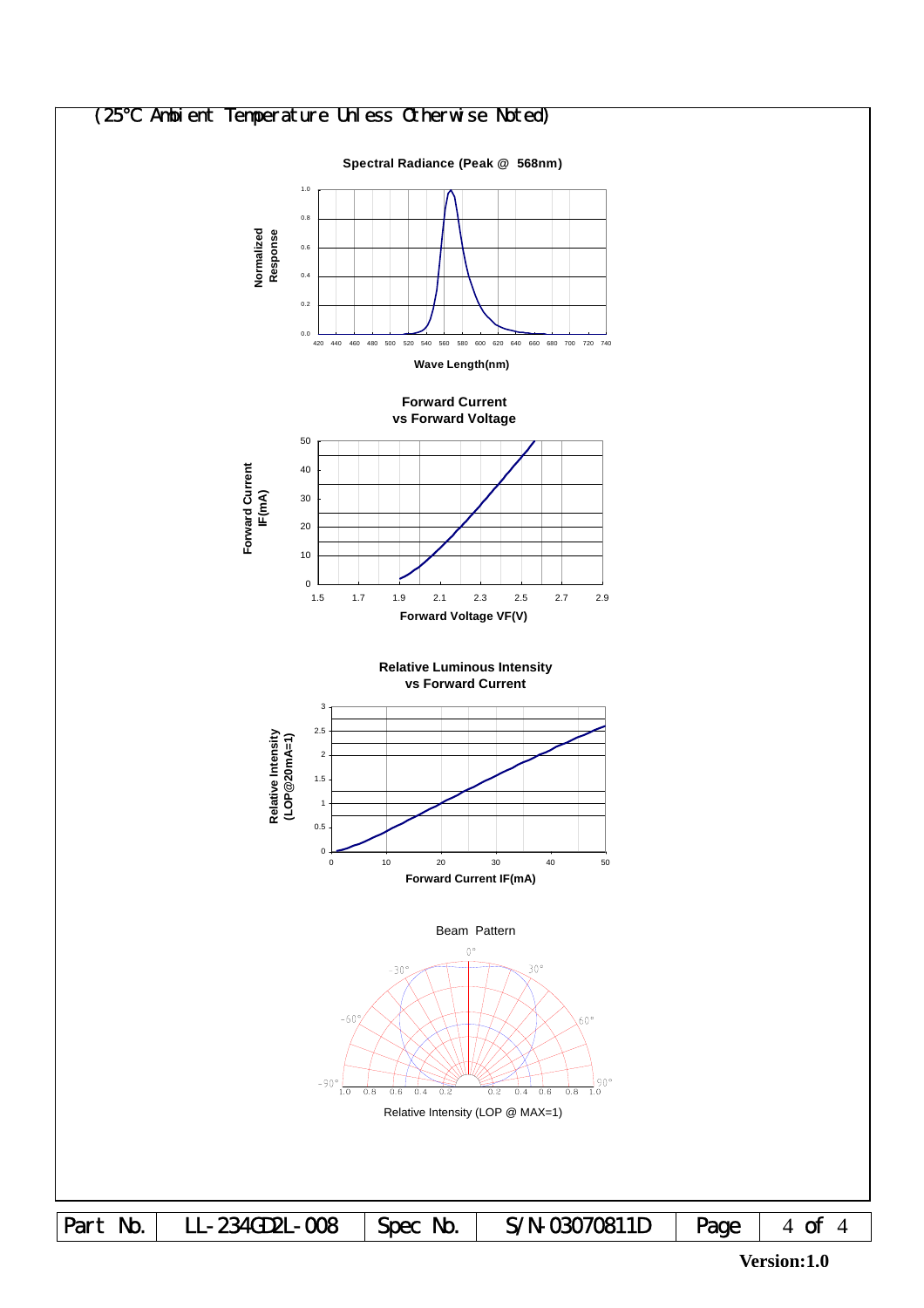(25°C Ambient Temperature Unless Otherwise Noted)

**Spectral Radiance (Peak @ 568nm)**

Normalized Response

1.0
0.8
0.6
0.4
0.2
0.0

420 440 460 480 500 520 540 560 580 600 620 640 660 680 700 720 740

**Wave Length(nm)**

**Forward Current vs Forward Voltage**

Forward Current IF(mA)

50
40
30
20
10
0

1.5 1.7 1.9 2.1 2.3 2.5 2.7 2.9

**Forward Voltage VF(V)**

**Relative Luminous Intensity vs Forward Current**

Relative Intensity (LOP@20mA=1)

3
2.5
2
1.5
1
0.5
0

0 10 20 30 40 50

**Forward Current IF(mA)**

Beam Pattern

0°
-30° 30°
-60° 60°
-90° 90°

1.0 0.8 0.6 0.4 0.2 0.2 0.4 0.6 0.8 1.0

Relative Intensity (LOP @ MAX=1)

| Part No. | LL-234GD2L-008 | Spec No. | S/N-03070811D | Page | 4 of 4 |
|---|---|---|---|---|---|

**Version:1.0**